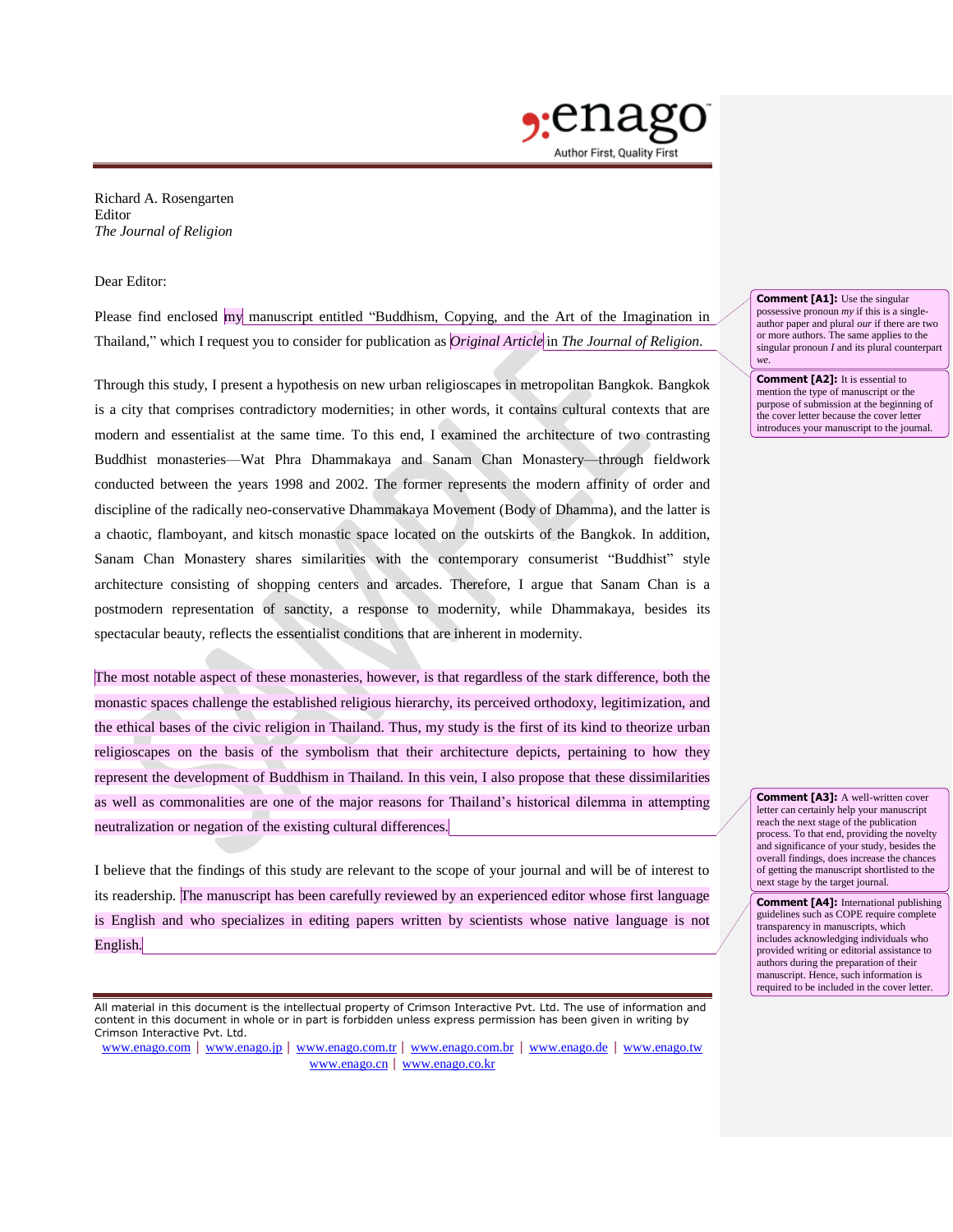Richard A. Rosengarten
Editor
*The Journal of Religion*

Dear Editor:

Please find enclosed my manuscript entitled "Buddhism, Copying, and the Art of the Imagination in Thailand," which I request you to consider for publication as *Original Article* in *The Journal of Religion.*

Through this study, I present a hypothesis on new urban religioscapes in metropolitan Bangkok. Bangkok is a city that comprises contradictory modernities; in other words, it contains cultural contexts that are modern and essentialist at the same time. To this end, I examined the architecture of two contrasting Buddhist monasteries—Wat Phra Dhammakaya and Sanam Chan Monastery—through fieldwork conducted between the years 1998 and 2002. The former represents the modern affinity of order and discipline of the radically neo-conservative Dhammakaya Movement (Body of Dhamma), and the latter is a chaotic, flamboyant, and kitsch monastic space located on the outskirts of the Bangkok. In addition, Sanam Chan Monastery shares similarities with the contemporary consumerist "Buddhist" style architecture consisting of shopping centers and arcades. Therefore, I argue that Sanam Chan is a postmodern representation of sanctity, a response to modernity, while Dhammakaya, besides its spectacular beauty, reflects the essentialist conditions that are inherent in modernity.

The most notable aspect of these monasteries, however, is that regardless of the stark difference, both the monastic spaces challenge the established religious hierarchy, its perceived orthodoxy, legitimization, and the ethical bases of the civic religion in Thailand. Thus, my study is the first of its kind to theorize urban religioscapes on the basis of the symbolism that their architecture depicts, pertaining to how they represent the development of Buddhism in Thailand. In this vein, I also propose that these dissimilarities as well as commonalities are one of the major reasons for Thailand's historical dilemma in attempting neutralization or negation of the existing cultural differences.

I believe that the findings of this study are relevant to the scope of your journal and will be of interest to its readership. The manuscript has been carefully reviewed by an experienced editor whose first language is English and who specializes in editing papers written by scientists whose native language is not English.

**Comment [A1]:** Use the singular possessive pronoun *my* if this is a single-author paper and plural *our* if there are two or more authors. The same applies to the singular pronoun *I* and its plural counterpart *we*.

**Comment [A2]:** It is essential to mention the type of manuscript or the purpose of submission at the beginning of the cover letter because the cover letter introduces your manuscript to the journal.

**Comment [A3]:** A well-written cover letter can certainly help your manuscript reach the next stage of the publication process. To that end, providing the novelty and significance of your study, besides the overall findings, does increase the chances of getting the manuscript shortlisted to the next stage by the target journal.

**Comment [A4]:** International publishing guidelines such as COPE require complete transparency in manuscripts, which includes acknowledging individuals who provided writing or editorial assistance to authors during the preparation of their manuscript. Hence, such information is required to be included in the cover letter.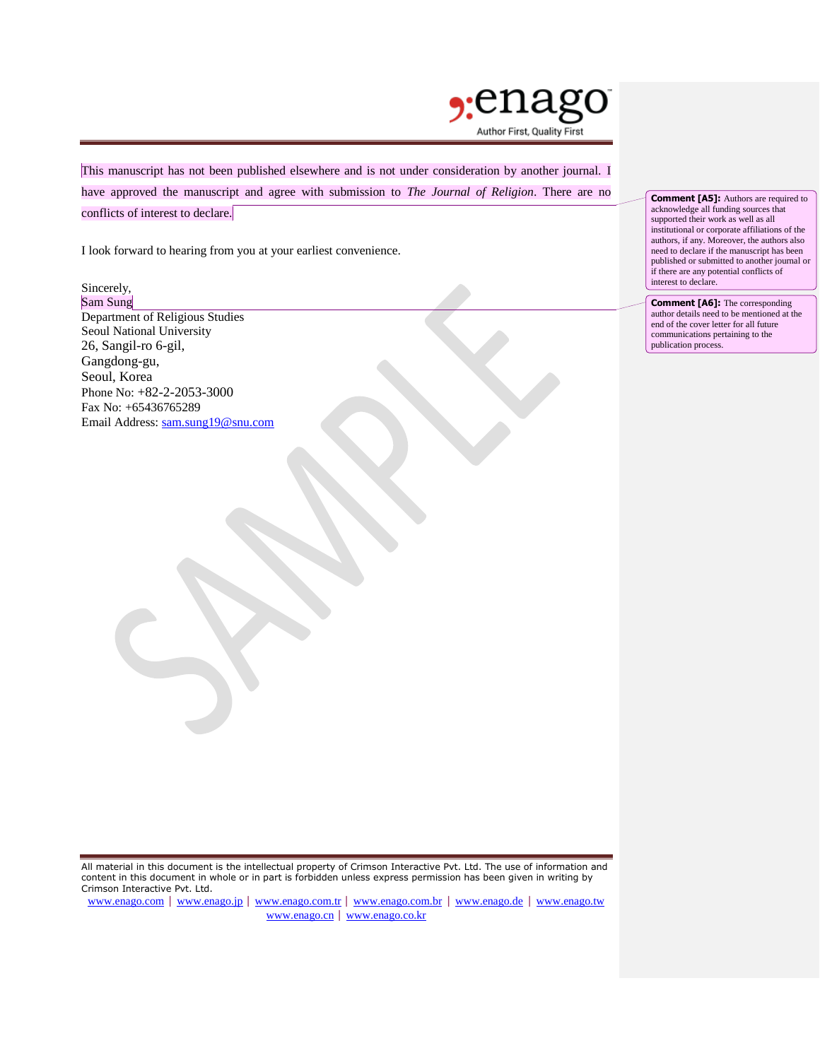This manuscript has not been published elsewhere and is not under consideration by another journal. I have approved the manuscript and agree with submission to *The Journal of Religion*. There are no conflicts of interest to declare.

I look forward to hearing from you at your earliest convenience.

Sincerely,
Sam Sung
Department of Religious Studies
Seoul National University
26, Sangil-ro 6-gil,
Gangdong-gu,
Seoul, Korea
Phone No: +82-2-2053-3000
Fax No: +65436765289
Email Address: sam.sung19@snu.com

**Comment [A5]:** Authors are required to acknowledge all funding sources that supported their work as well as all institutional or corporate affiliations of the authors, if any. Moreover, the authors also need to declare if the manuscript has been published or submitted to another journal or if there are any potential conflicts of interest to declare.

**Comment [A6]:** The corresponding author details need to be mentioned at the end of the cover letter for all future communications pertaining to the publication process.

All material in this document is the intellectual property of Crimson Interactive Pvt. Ltd. The use of information and content in this document in whole or in part is forbidden unless express permission has been given in writing by Crimson Interactive Pvt. Ltd.

www.enago.com | www.enago.jp | www.enago.com.tr | www.enago.com.br | www.enago.de | www.enago.tw | www.enago.cn | www.enago.co.kr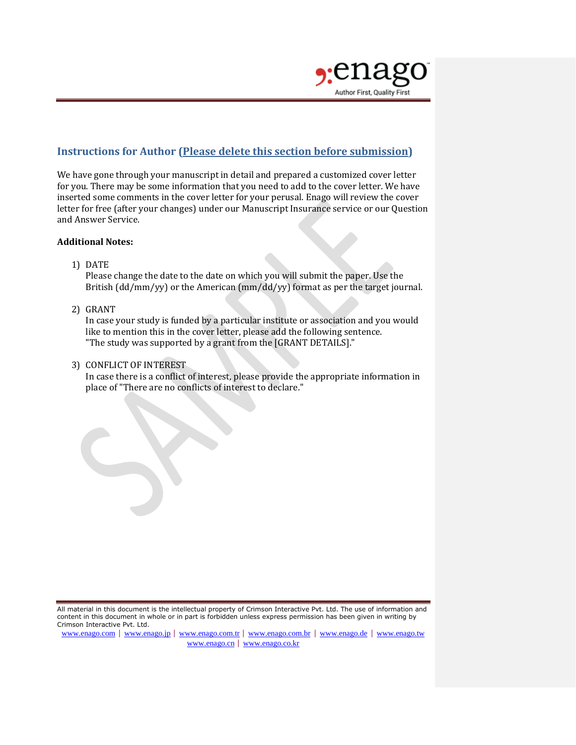## Instructions for Author (Please delete this section before submission)

We have gone through your manuscript in detail and prepared a customized cover letter for you. There may be some information that you need to add to the cover letter. We have inserted some comments in the cover letter for your perusal. Enago will review the cover letter for free (after your changes) under our Manuscript Insurance service or our Question and Answer Service.

**Additional Notes:**

1) DATE
   Please change the date to the date on which you will submit the paper. Use the British (dd/mm/yy) or the American (mm/dd/yy) format as per the target journal.

2) GRANT
   In case your study is funded by a particular institute or association and you would like to mention this in the cover letter, please add the following sentence.
   "The study was supported by a grant from the [GRANT DETAILS]."

3) CONFLICT OF INTEREST
   In case there is a conflict of interest, please provide the appropriate information in place of "There are no conflicts of interest to declare."